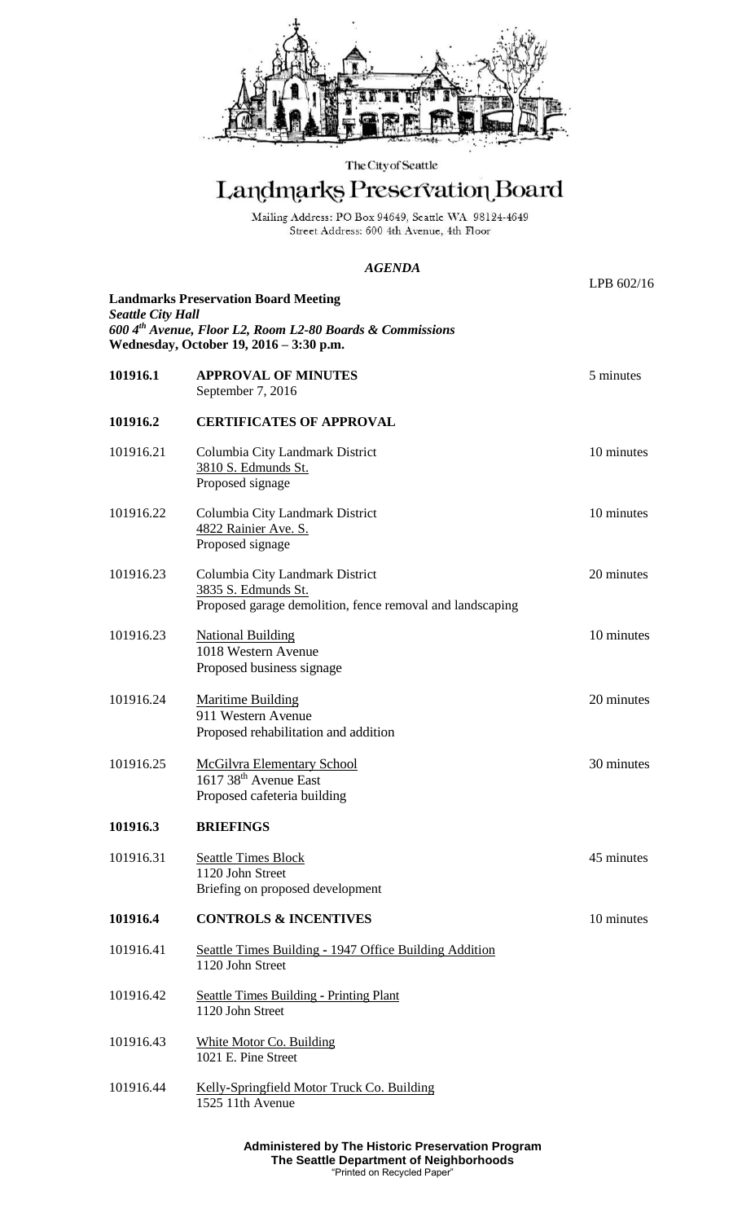The City of Seattle

# Landmarks Preservation Board

Mailing Address: PO Box 94649, Seattle WA 98124-4649
Street Address: 600 4th Avenue, 4th Floor

## *AGENDA*

LPB 602/16

**Landmarks Preservation Board Meeting**
***Seattle City Hall***
***600 4th Avenue, Floor L2, Room L2-80 Boards & Commissions***
**Wednesday, October 19, 2016 – 3:30 p.m.**

**101916.1 APPROVAL OF MINUTES** — 5 minutes
September 7, 2016

**101916.2 CERTIFICATES OF APPROVAL**

101916.21 Columbia City Landmark District — 10 minutes
3810 S. Edmunds St.
Proposed signage

101916.22 Columbia City Landmark District — 10 minutes
4822 Rainier Ave. S.
Proposed signage

101916.23 Columbia City Landmark District — 20 minutes
3835 S. Edmunds St.
Proposed garage demolition, fence removal and landscaping

101916.23 National Building — 10 minutes
1018 Western Avenue
Proposed business signage

101916.24 Maritime Building — 20 minutes
911 Western Avenue
Proposed rehabilitation and addition

101916.25 McGilvra Elementary School — 30 minutes
1617 38th Avenue East
Proposed cafeteria building

**101916.3 BRIEFINGS**

101916.31 Seattle Times Block — 45 minutes
1120 John Street
Briefing on proposed development

**101916.4 CONTROLS & INCENTIVES** — 10 minutes

101916.41 Seattle Times Building - 1947 Office Building Addition
1120 John Street

101916.42 Seattle Times Building - Printing Plant
1120 John Street

101916.43 White Motor Co. Building
1021 E. Pine Street

101916.44 Kelly-Springfield Motor Truck Co. Building
1525 11th Avenue

**Administered by The Historic Preservation Program**
**The Seattle Department of Neighborhoods**
"Printed on Recycled Paper"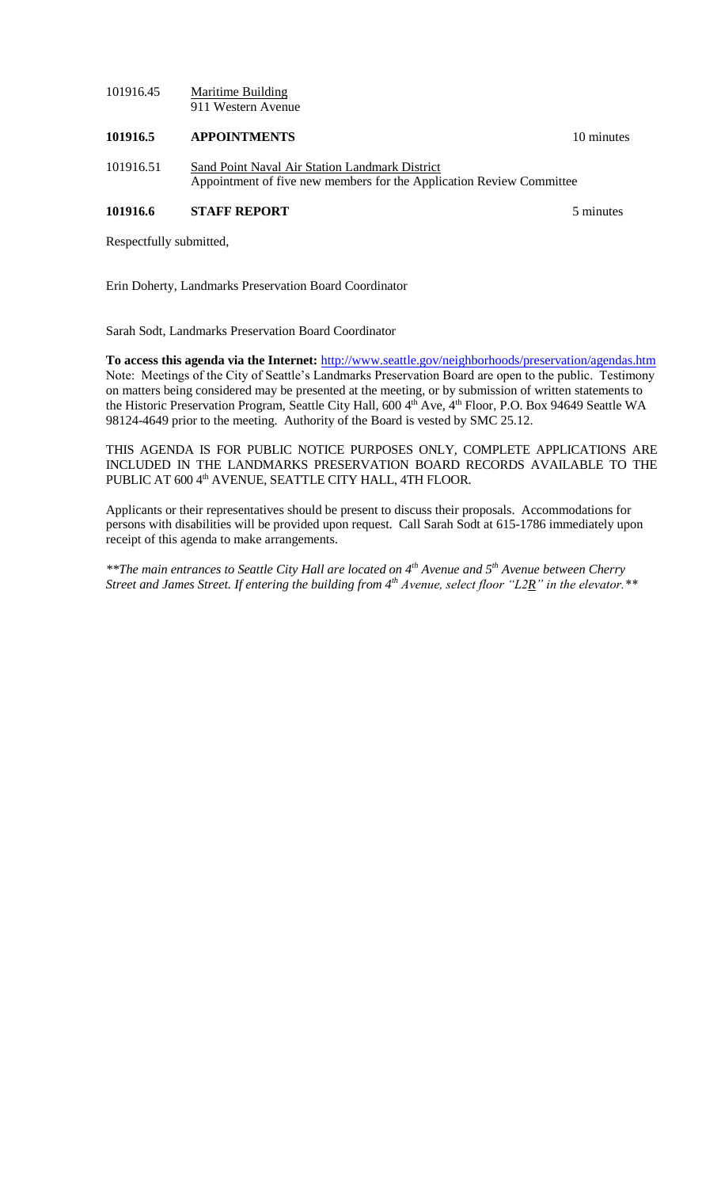101916.45 Maritime Building
911 Western Avenue

**101916.5 APPOINTMENTS** 10 minutes

101916.51 Sand Point Naval Air Station Landmark District
Appointment of five new members for the Application Review Committee

**101916.6 STAFF REPORT** 5 minutes

Respectfully submitted,

Erin Doherty, Landmarks Preservation Board Coordinator

Sarah Sodt, Landmarks Preservation Board Coordinator

**To access this agenda via the Internet:** http://www.seattle.gov/neighborhoods/preservation/agendas.htm
Note: Meetings of the City of Seattle's Landmarks Preservation Board are open to the public. Testimony on matters being considered may be presented at the meeting, or by submission of written statements to the Historic Preservation Program, Seattle City Hall, 600 4th Ave, 4th Floor, P.O. Box 94649 Seattle WA 98124-4649 prior to the meeting. Authority of the Board is vested by SMC 25.12.

THIS AGENDA IS FOR PUBLIC NOTICE PURPOSES ONLY, COMPLETE APPLICATIONS ARE INCLUDED IN THE LANDMARKS PRESERVATION BOARD RECORDS AVAILABLE TO THE PUBLIC AT 600 4th AVENUE, SEATTLE CITY HALL, 4TH FLOOR.

Applicants or their representatives should be present to discuss their proposals. Accommodations for persons with disabilities will be provided upon request. Call Sarah Sodt at 615-1786 immediately upon receipt of this agenda to make arrangements.

*\*\*The main entrances to Seattle City Hall are located on 4th Avenue and 5th Avenue between Cherry Street and James Street. If entering the building from 4th Avenue, select floor "L2R" in the elevator.\*\**